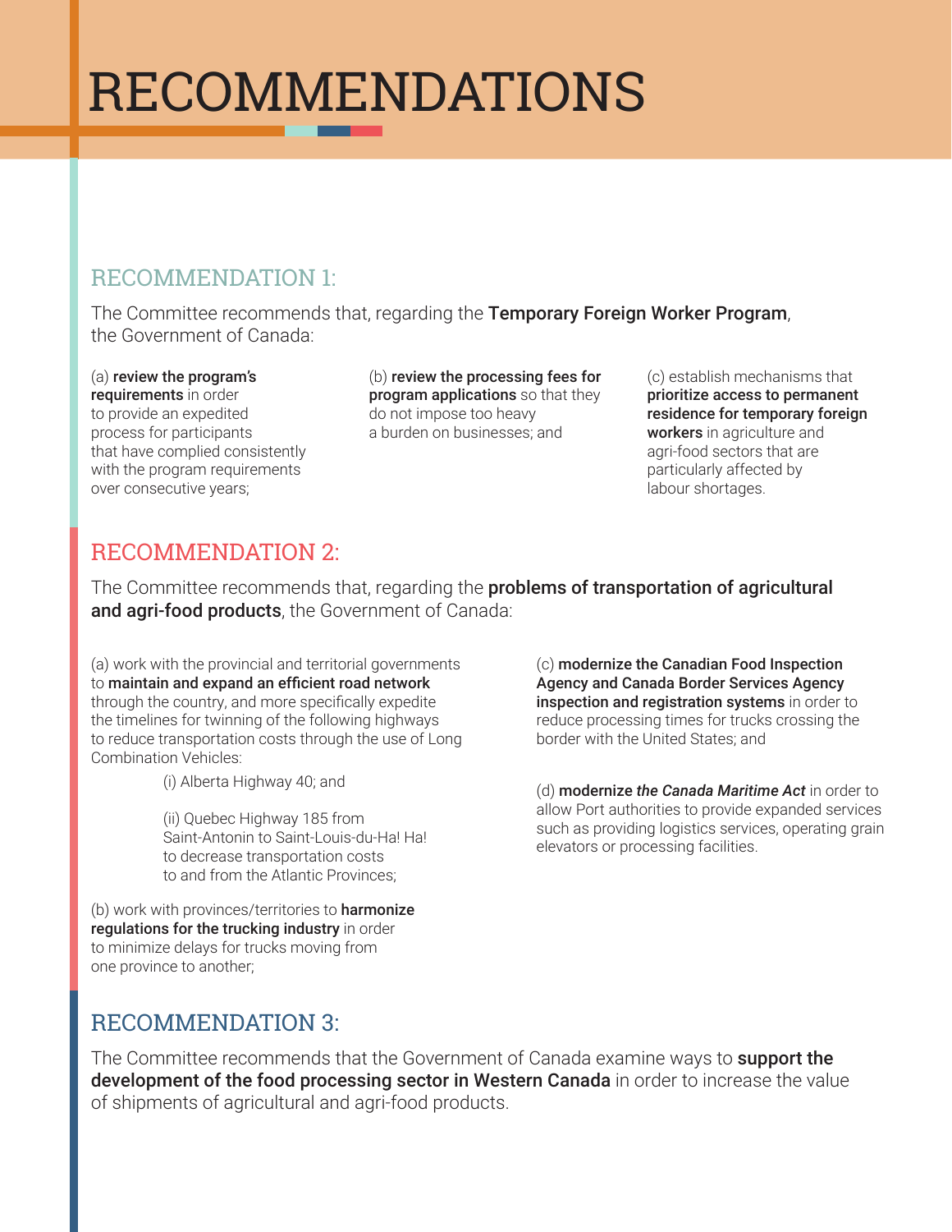# RECOMMENDATIONS

## RECOMMENDATION 1:

The Committee recommends that, regarding the **Temporary Foreign Worker Program**, the Government of Canada:

(a) **review the program's requirements** in order to provide an expedited process for participants that have complied consistently with the program requirements over consecutive years;

(b) **review the processing fees for program applications** so that they do not impose too heavy a burden on businesses; and

(c) establish mechanisms that **prioritize access to permanent residence for temporary foreign workers** in agriculture and agri-food sectors that are particularly affected by labour shortages.

## RECOMMENDATION 2:

The Committee recommends that, regarding the **problems of transportation of agricultural and agri-food products**, the Government of Canada:

(a) work with the provincial and territorial governments to **maintain and expand an efficient road network** through the country, and more specifically expedite the timelines for twinning of the following highways to reduce transportation costs through the use of Long Combination Vehicles:

(i) Alberta Highway 40; and

(ii) Quebec Highway 185 from Saint-Antonin to Saint-Louis-du-Ha! Ha! to decrease transportation costs to and from the Atlantic Provinces;

(b) work with provinces/territories to **harmonize regulations for the trucking industry** in order to minimize delays for trucks moving from one province to another;

(c) **modernize the Canadian Food Inspection Agency and Canada Border Services Agency inspection and registration systems** in order to reduce processing times for trucks crossing the border with the United States; and

(d) **modernize *the Canada Maritime Act*** in order to allow Port authorities to provide expanded services such as providing logistics services, operating grain elevators or processing facilities.

## RECOMMENDATION 3:

The Committee recommends that the Government of Canada examine ways to **support the development of the food processing sector in Western Canada** in order to increase the value of shipments of agricultural and agri-food products.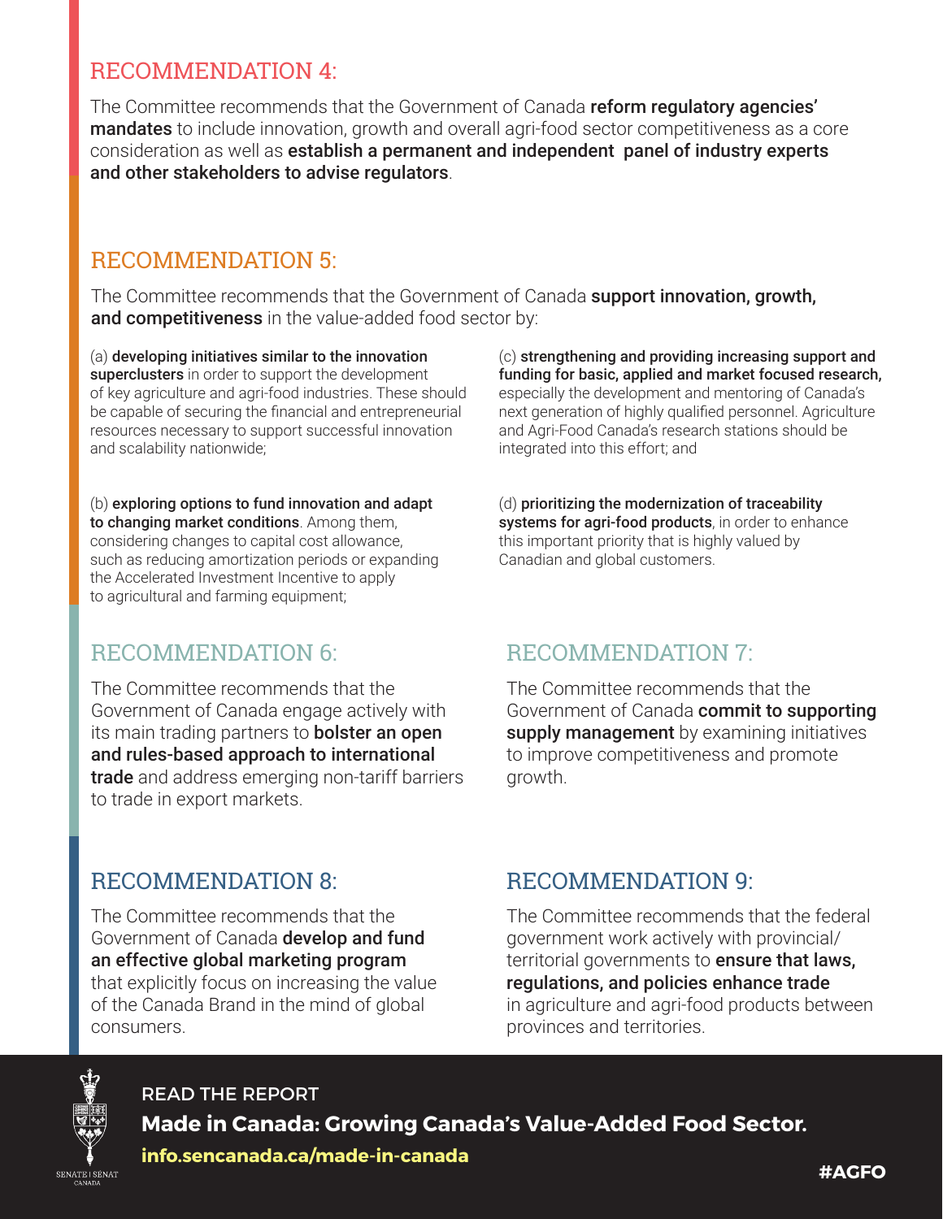## RECOMMENDATION 4:

The Committee recommends that the Government of Canada **reform regulatory agencies' mandates** to include innovation, growth and overall agri-food sector competitiveness as a core consideration as well as **establish a permanent and independent panel of industry experts and other stakeholders to advise regulators**.

## RECOMMENDATION 5:

The Committee recommends that the Government of Canada **support innovation, growth, and competitiveness** in the value-added food sector by:

(a) **developing initiatives similar to the innovation superclusters** in order to support the development of key agriculture and agri-food industries. These should be capable of securing the financial and entrepreneurial resources necessary to support successful innovation and scalability nationwide;

(b) **exploring options to fund innovation and adapt to changing market conditions**. Among them, considering changes to capital cost allowance, such as reducing amortization periods or expanding the Accelerated Investment Incentive to apply to agricultural and farming equipment;

(c) **strengthening and providing increasing support and funding for basic, applied and market focused research,** especially the development and mentoring of Canada's next generation of highly qualified personnel. Agriculture and Agri-Food Canada's research stations should be integrated into this effort; and

(d) **prioritizing the modernization of traceability systems for agri-food products**, in order to enhance this important priority that is highly valued by Canadian and global customers.

## RECOMMENDATION 6:

The Committee recommends that the Government of Canada engage actively with its main trading partners to **bolster an open and rules-based approach to international trade** and address emerging non-tariff barriers to trade in export markets.

## RECOMMENDATION 7:

The Committee recommends that the Government of Canada **commit to supporting supply management** by examining initiatives to improve competitiveness and promote growth.

## RECOMMENDATION 8:

The Committee recommends that the Government of Canada **develop and fund an effective global marketing program** that explicitly focus on increasing the value of the Canada Brand in the mind of global consumers.

## RECOMMENDATION 9:

The Committee recommends that the federal government work actively with provincial/territorial governments to **ensure that laws, regulations, and policies enhance trade** in agriculture and agri-food products between provinces and territories.

SENATE | SÉNAT
CANADA

READ THE REPORT

**Made in Canada: Growing Canada's Value-Added Food Sector.**

**info.sencanada.ca/made-in-canada**

**#AGFO**